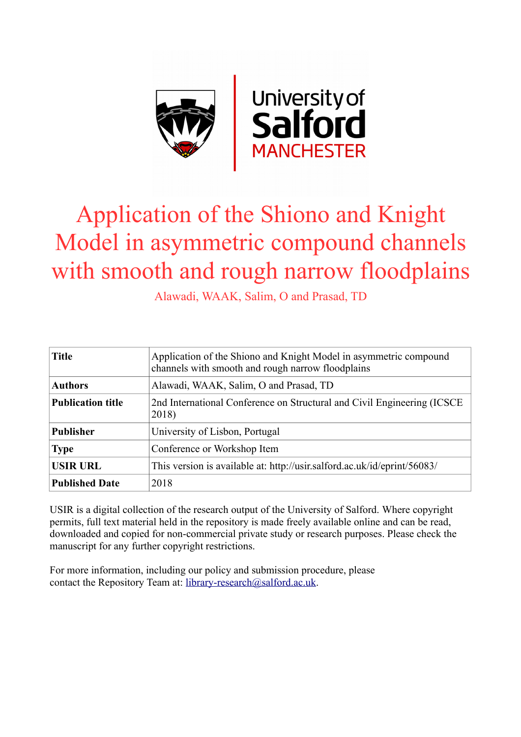# Application of the Shiono and Knight Model in asymmetric compound channels with smooth and rough narrow floodplains

Alawadi, WAAK, Salim, O and Prasad, TD

| **Title** | Application of the Shiono and Knight Model in asymmetric compound channels with smooth and rough narrow floodplains |
|---|---|
| **Authors** | Alawadi, WAAK, Salim, O and Prasad, TD |
| **Publication title** | 2nd International Conference on Structural and Civil Engineering (ICSCE 2018) |
| **Publisher** | University of Lisbon, Portugal |
| **Type** | Conference or Workshop Item |
| **USIR URL** | This version is available at: http://usir.salford.ac.uk/id/eprint/56083/ |
| **Published Date** | 2018 |

USIR is a digital collection of the research output of the University of Salford. Where copyright permits, full text material held in the repository is made freely available online and can be read, downloaded and copied for non-commercial private study or research purposes. Please check the manuscript for any further copyright restrictions.

For more information, including our policy and submission procedure, please contact the Repository Team at: library-research@salford.ac.uk.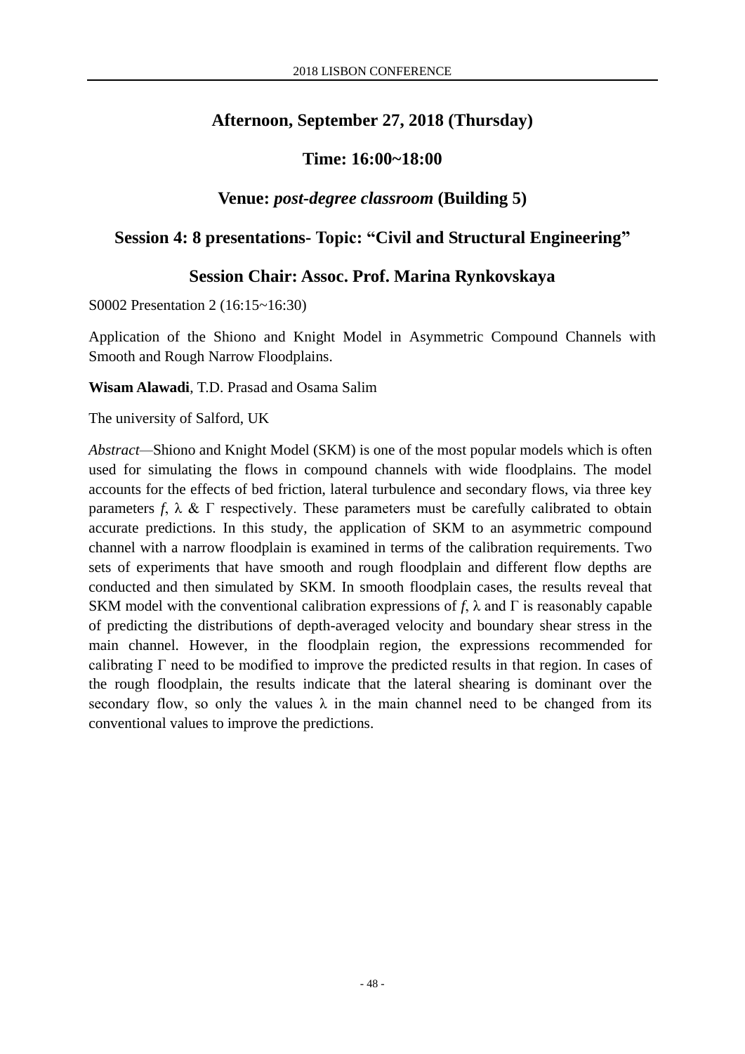## Afternoon, September 27, 2018 (Thursday)

## Time: 16:00~18:00

## Venue: *post-degree classroom* (Building 5)

## Session 4: 8 presentations- Topic: "Civil and Structural Engineering"

## Session Chair: Assoc. Prof. Marina Rynkovskaya

S0002 Presentation 2 (16:15~16:30)

Application of the Shiono and Knight Model in Asymmetric Compound Channels with Smooth and Rough Narrow Floodplains.

**Wisam Alawadi**, T.D. Prasad and Osama Salim

The university of Salford, UK

*Abstract*—Shiono and Knight Model (SKM) is one of the most popular models which is often used for simulating the flows in compound channels with wide floodplains. The model accounts for the effects of bed friction, lateral turbulence and secondary flows, via three key parameters $f$, $\lambda$ & $\Gamma$ respectively. These parameters must be carefully calibrated to obtain accurate predictions. In this study, the application of SKM to an asymmetric compound channel with a narrow floodplain is examined in terms of the calibration requirements. Two sets of experiments that have smooth and rough floodplain and different flow depths are conducted and then simulated by SKM. In smooth floodplain cases, the results reveal that SKM model with the conventional calibration expressions of $f$, $\lambda$ and $\Gamma$ is reasonably capable of predicting the distributions of depth-averaged velocity and boundary shear stress in the main channel. However, in the floodplain region, the expressions recommended for calibrating $\Gamma$ need to be modified to improve the predicted results in that region. In cases of the rough floodplain, the results indicate that the lateral shearing is dominant over the secondary flow, so only the values $\lambda$ in the main channel need to be changed from its conventional values to improve the predictions.